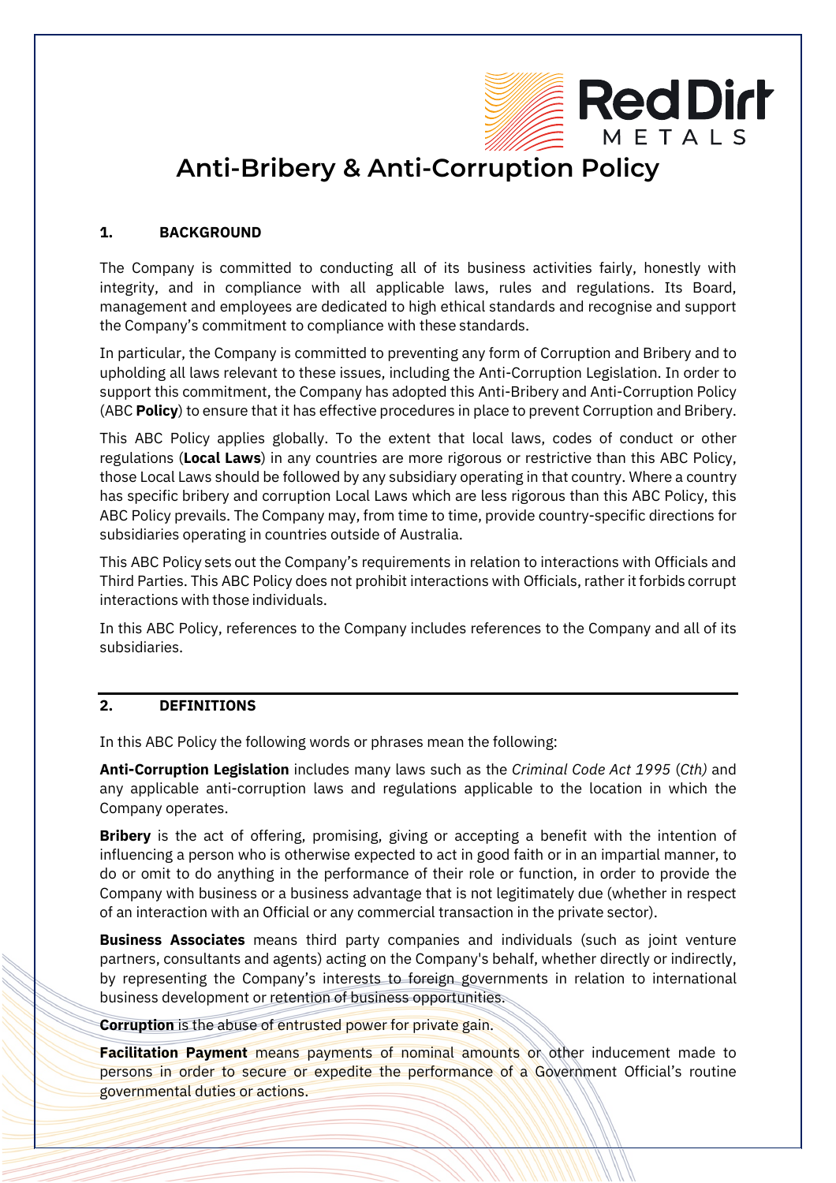# Anti-Bribery & Anti-Corruption Policy

## 1. BACKGROUND

The Company is committed to conducting all of its business activities fairly, honestly with integrity, and in compliance with all applicable laws, rules and regulations. Its Board, management and employees are dedicated to high ethical standards and recognise and support the Company's commitment to compliance with these standards.

In particular, the Company is committed to preventing any form of Corruption and Bribery and to upholding all laws relevant to these issues, including the Anti-Corruption Legislation. In order to support this commitment, the Company has adopted this Anti-Bribery and Anti-Corruption Policy (ABC **Policy**) to ensure that it has effective procedures in place to prevent Corruption and Bribery.

This ABC Policy applies globally. To the extent that local laws, codes of conduct or other regulations (**Local Laws**) in any countries are more rigorous or restrictive than this ABC Policy, those Local Laws should be followed by any subsidiary operating in that country. Where a country has specific bribery and corruption Local Laws which are less rigorous than this ABC Policy, this ABC Policy prevails. The Company may, from time to time, provide country-specific directions for subsidiaries operating in countries outside of Australia.

This ABC Policy sets out the Company's requirements in relation to interactions with Officials and Third Parties. This ABC Policy does not prohibit interactions with Officials, rather it forbids corrupt interactions with those individuals.

In this ABC Policy, references to the Company includes references to the Company and all of its subsidiaries.

## 2. DEFINITIONS

In this ABC Policy the following words or phrases mean the following:

**Anti-Corruption Legislation** includes many laws such as the *Criminal Code Act 1995* (*Cth)* and any applicable anti-corruption laws and regulations applicable to the location in which the Company operates.

**Bribery** is the act of offering, promising, giving or accepting a benefit with the intention of influencing a person who is otherwise expected to act in good faith or in an impartial manner, to do or omit to do anything in the performance of their role or function, in order to provide the Company with business or a business advantage that is not legitimately due (whether in respect of an interaction with an Official or any commercial transaction in the private sector).

**Business Associates** means third party companies and individuals (such as joint venture partners, consultants and agents) acting on the Company's behalf, whether directly or indirectly, by representing the Company's interests to foreign governments in relation to international business development or retention of business opportunities.

**Corruption** is the abuse of entrusted power for private gain.

**Facilitation Payment** means payments of nominal amounts or other inducement made to persons in order to secure or expedite the performance of a Government Official's routine governmental duties or actions.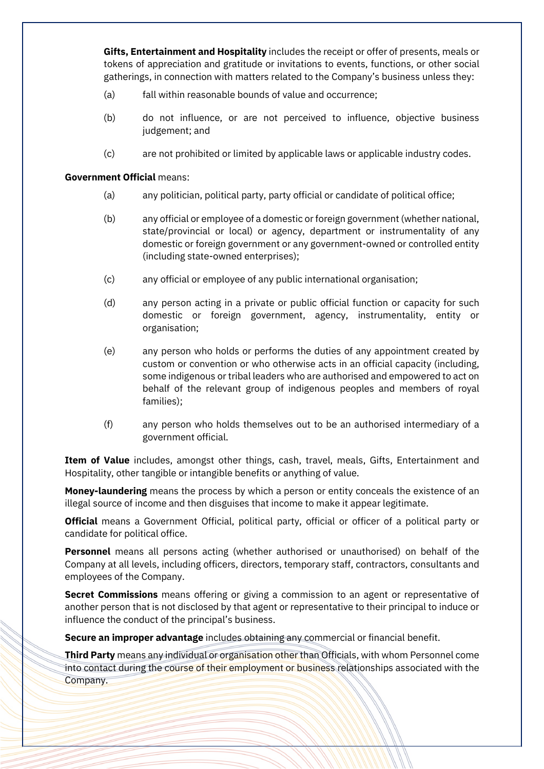**Gifts, Entertainment and Hospitality** includes the receipt or offer of presents, meals or tokens of appreciation and gratitude or invitations to events, functions, or other social gatherings, in connection with matters related to the Company's business unless they:

(a) fall within reasonable bounds of value and occurrence;

(b) do not influence, or are not perceived to influence, objective business judgement; and

(c) are not prohibited or limited by applicable laws or applicable industry codes.

**Government Official** means:

(a) any politician, political party, party official or candidate of political office;

(b) any official or employee of a domestic or foreign government (whether national, state/provincial or local) or agency, department or instrumentality of any domestic or foreign government or any government-owned or controlled entity (including state-owned enterprises);

(c) any official or employee of any public international organisation;

(d) any person acting in a private or public official function or capacity for such domestic or foreign government, agency, instrumentality, entity or organisation;

(e) any person who holds or performs the duties of any appointment created by custom or convention or who otherwise acts in an official capacity (including, some indigenous or tribal leaders who are authorised and empowered to act on behalf of the relevant group of indigenous peoples and members of royal families);

(f) any person who holds themselves out to be an authorised intermediary of a government official.

**Item of Value** includes, amongst other things, cash, travel, meals, Gifts, Entertainment and Hospitality, other tangible or intangible benefits or anything of value.

**Money-laundering** means the process by which a person or entity conceals the existence of an illegal source of income and then disguises that income to make it appear legitimate.

**Official** means a Government Official, political party, official or officer of a political party or candidate for political office.

**Personnel** means all persons acting (whether authorised or unauthorised) on behalf of the Company at all levels, including officers, directors, temporary staff, contractors, consultants and employees of the Company.

**Secret Commissions** means offering or giving a commission to an agent or representative of another person that is not disclosed by that agent or representative to their principal to induce or influence the conduct of the principal's business.

**Secure an improper advantage** includes obtaining any commercial or financial benefit.

**Third Party** means any individual or organisation other than Officials, with whom Personnel come into contact during the course of their employment or business relationships associated with the Company.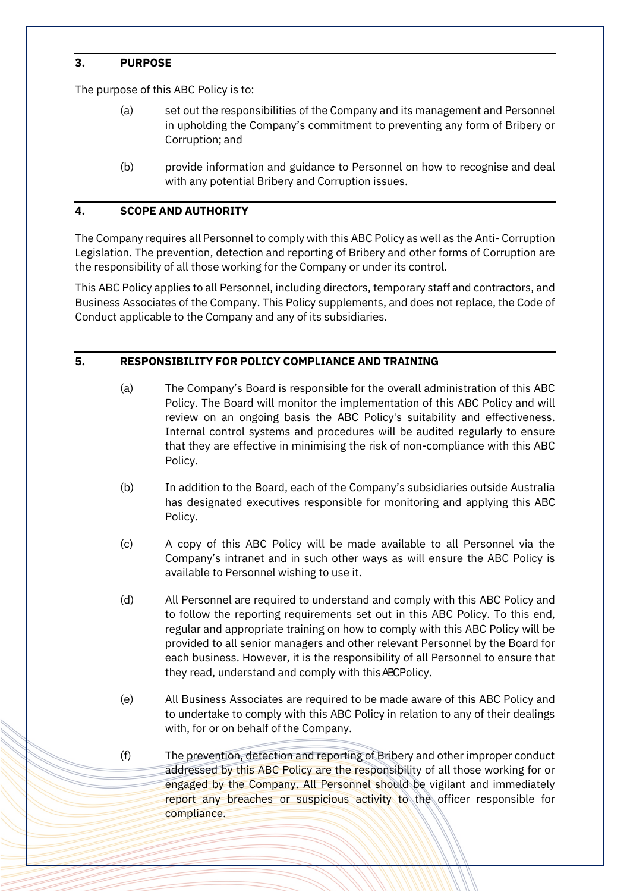## 3. PURPOSE

The purpose of this ABC Policy is to:

(a) set out the responsibilities of the Company and its management and Personnel in upholding the Company's commitment to preventing any form of Bribery or Corruption; and

(b) provide information and guidance to Personnel on how to recognise and deal with any potential Bribery and Corruption issues.

## 4. SCOPE AND AUTHORITY

The Company requires all Personnel to comply with this ABC Policy as well as the Anti- Corruption Legislation. The prevention, detection and reporting of Bribery and other forms of Corruption are the responsibility of all those working for the Company or under its control.

This ABC Policy applies to all Personnel, including directors, temporary staff and contractors, and Business Associates of the Company. This Policy supplements, and does not replace, the Code of Conduct applicable to the Company and any of its subsidiaries.

## 5. RESPONSIBILITY FOR POLICY COMPLIANCE AND TRAINING

(a) The Company's Board is responsible for the overall administration of this ABC Policy. The Board will monitor the implementation of this ABC Policy and will review on an ongoing basis the ABC Policy's suitability and effectiveness. Internal control systems and procedures will be audited regularly to ensure that they are effective in minimising the risk of non-compliance with this ABC Policy.

(b) In addition to the Board, each of the Company's subsidiaries outside Australia has designated executives responsible for monitoring and applying this ABC Policy.

(c) A copy of this ABC Policy will be made available to all Personnel via the Company's intranet and in such other ways as will ensure the ABC Policy is available to Personnel wishing to use it.

(d) All Personnel are required to understand and comply with this ABC Policy and to follow the reporting requirements set out in this ABC Policy. To this end, regular and appropriate training on how to comply with this ABC Policy will be provided to all senior managers and other relevant Personnel by the Board for each business. However, it is the responsibility of all Personnel to ensure that they read, understand and comply with this ABC Policy.

(e) All Business Associates are required to be made aware of this ABC Policy and to undertake to comply with this ABC Policy in relation to any of their dealings with, for or on behalf of the Company.

(f) The prevention, detection and reporting of Bribery and other improper conduct addressed by this ABC Policy are the responsibility of all those working for or engaged by the Company. All Personnel should be vigilant and immediately report any breaches or suspicious activity to the officer responsible for compliance.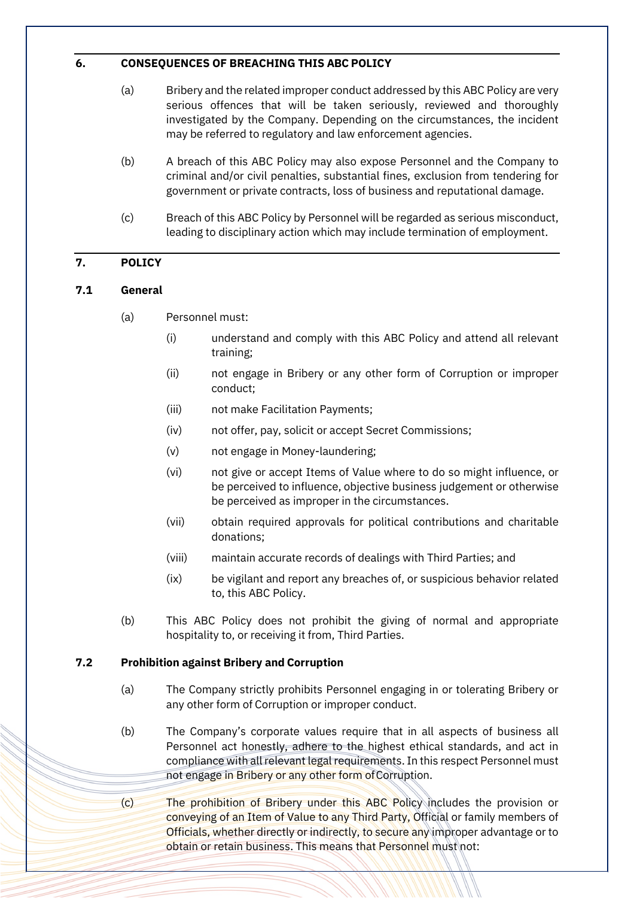## 6. CONSEQUENCES OF BREACHING THIS ABC POLICY

(a) Bribery and the related improper conduct addressed by this ABC Policy are very serious offences that will be taken seriously, reviewed and thoroughly investigated by the Company. Depending on the circumstances, the incident may be referred to regulatory and law enforcement agencies.

(b) A breach of this ABC Policy may also expose Personnel and the Company to criminal and/or civil penalties, substantial fines, exclusion from tendering for government or private contracts, loss of business and reputational damage.

(c) Breach of this ABC Policy by Personnel will be regarded as serious misconduct, leading to disciplinary action which may include termination of employment.

## 7. POLICY

### 7.1 General

(a) Personnel must:

- (i) understand and comply with this ABC Policy and attend all relevant training;
- (ii) not engage in Bribery or any other form of Corruption or improper conduct;
- (iii) not make Facilitation Payments;
- (iv) not offer, pay, solicit or accept Secret Commissions;
- (v) not engage in Money-laundering;
- (vi) not give or accept Items of Value where to do so might influence, or be perceived to influence, objective business judgement or otherwise be perceived as improper in the circumstances.
- (vii) obtain required approvals for political contributions and charitable donations;
- (viii) maintain accurate records of dealings with Third Parties; and
- (ix) be vigilant and report any breaches of, or suspicious behavior related to, this ABC Policy.

(b) This ABC Policy does not prohibit the giving of normal and appropriate hospitality to, or receiving it from, Third Parties.

### 7.2 Prohibition against Bribery and Corruption

(a) The Company strictly prohibits Personnel engaging in or tolerating Bribery or any other form of Corruption or improper conduct.

(b) The Company's corporate values require that in all aspects of business all Personnel act honestly, adhere to the highest ethical standards, and act in compliance with all relevant legal requirements. In this respect Personnel must not engage in Bribery or any other form of Corruption.

(c) The prohibition of Bribery under this ABC Policy includes the provision or conveying of an Item of Value to any Third Party, Official or family members of Officials, whether directly or indirectly, to secure any improper advantage or to obtain or retain business. This means that Personnel must not: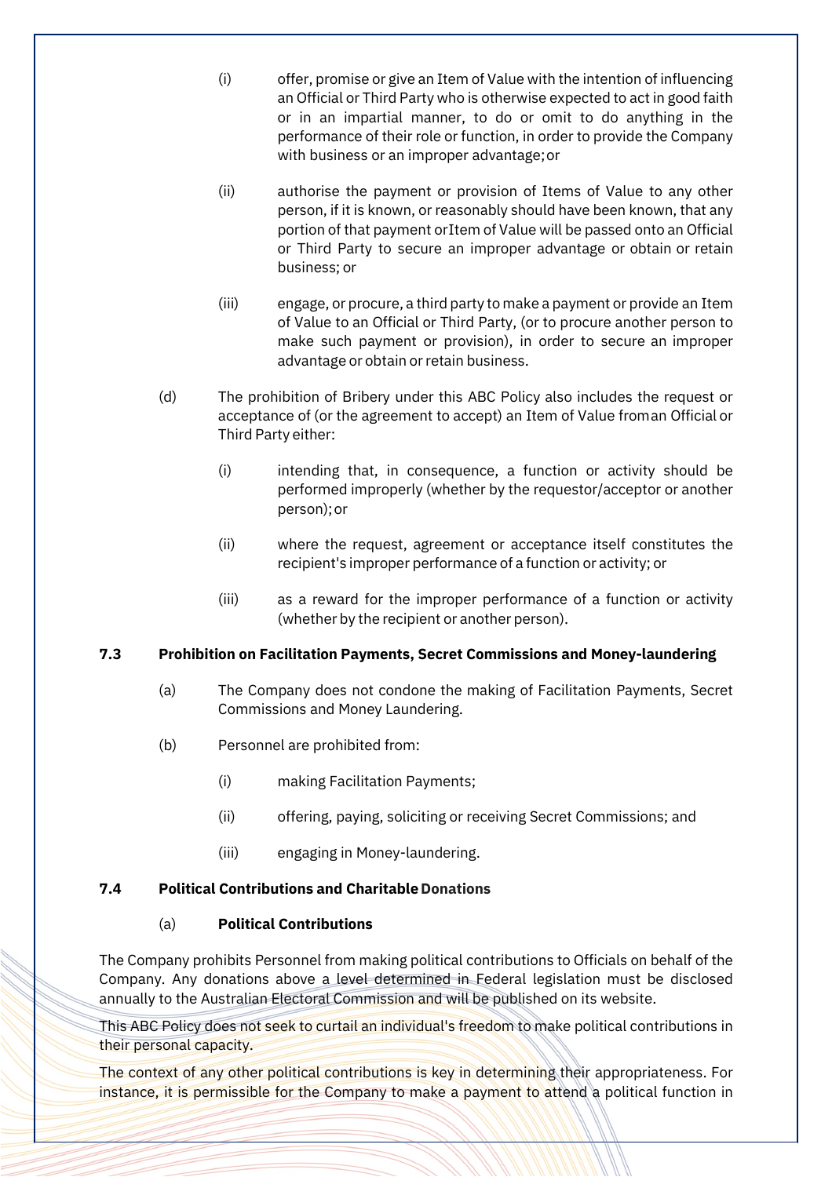(i) offer, promise or give an Item of Value with the intention of influencing an Official or Third Party who is otherwise expected to act in good faith or in an impartial manner, to do or omit to do anything in the performance of their role or function, in order to provide the Company with business or an improper advantage; or

(ii) authorise the payment or provision of Items of Value to any other person, if it is known, or reasonably should have been known, that any portion of that payment or Item of Value will be passed onto an Official or Third Party to secure an improper advantage or obtain or retain business; or

(iii) engage, or procure, a third party to make a payment or provide an Item of Value to an Official or Third Party, (or to procure another person to make such payment or provision), in order to secure an improper advantage or obtain or retain business.

(d) The prohibition of Bribery under this ABC Policy also includes the request or acceptance of (or the agreement to accept) an Item of Value from an Official or Third Party either:

(i) intending that, in consequence, a function or activity should be performed improperly (whether by the requestor/acceptor or another person); or

(ii) where the request, agreement or acceptance itself constitutes the recipient's improper performance of a function or activity; or

(iii) as a reward for the improper performance of a function or activity (whether by the recipient or another person).

### 7.3 Prohibition on Facilitation Payments, Secret Commissions and Money-laundering

(a) The Company does not condone the making of Facilitation Payments, Secret Commissions and Money Laundering.

(b) Personnel are prohibited from:

(i) making Facilitation Payments;

(ii) offering, paying, soliciting or receiving Secret Commissions; and

(iii) engaging in Money-laundering.

### 7.4 Political Contributions and Charitable Donations

(a) **Political Contributions**

The Company prohibits Personnel from making political contributions to Officials on behalf of the Company. Any donations above a level determined in Federal legislation must be disclosed annually to the Australian Electoral Commission and will be published on its website.

This ABC Policy does not seek to curtail an individual's freedom to make political contributions in their personal capacity.

The context of any other political contributions is key in determining their appropriateness. For instance, it is permissible for the Company to make a payment to attend a political function in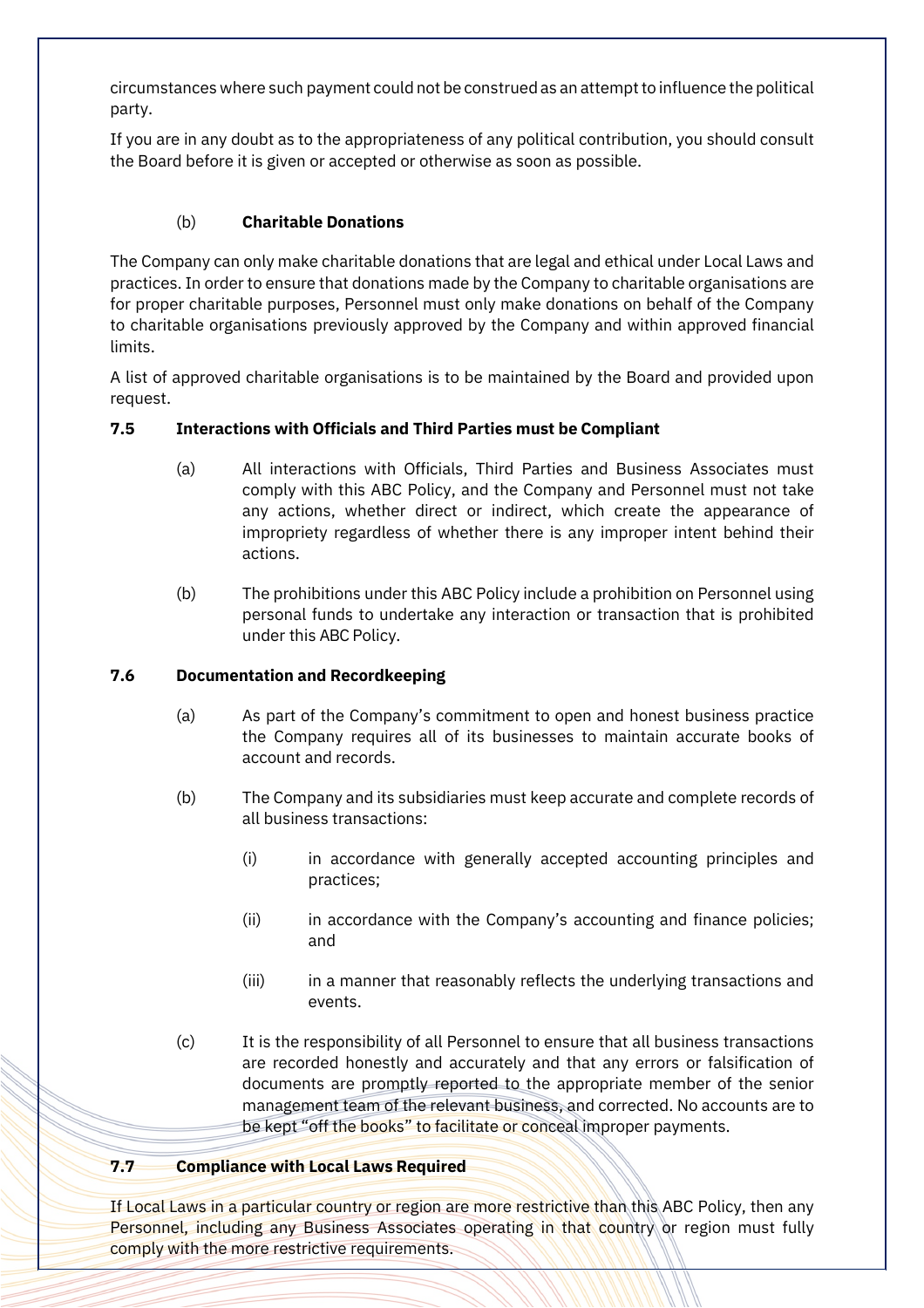circumstances where such payment could not be construed as an attempt to influence the political party.

If you are in any doubt as to the appropriateness of any political contribution, you should consult the Board before it is given or accepted or otherwise as soon as possible.

(b) **Charitable Donations**

The Company can only make charitable donations that are legal and ethical under Local Laws and practices. In order to ensure that donations made by the Company to charitable organisations are for proper charitable purposes, Personnel must only make donations on behalf of the Company to charitable organisations previously approved by the Company and within approved financial limits.

A list of approved charitable organisations is to be maintained by the Board and provided upon request.

### 7.5 Interactions with Officials and Third Parties must be Compliant

(a) All interactions with Officials, Third Parties and Business Associates must comply with this ABC Policy, and the Company and Personnel must not take any actions, whether direct or indirect, which create the appearance of impropriety regardless of whether there is any improper intent behind their actions.

(b) The prohibitions under this ABC Policy include a prohibition on Personnel using personal funds to undertake any interaction or transaction that is prohibited under this ABC Policy.

### 7.6 Documentation and Recordkeeping

(a) As part of the Company's commitment to open and honest business practice the Company requires all of its businesses to maintain accurate books of account and records.

(b) The Company and its subsidiaries must keep accurate and complete records of all business transactions:

(i) in accordance with generally accepted accounting principles and practices;

(ii) in accordance with the Company's accounting and finance policies; and

(iii) in a manner that reasonably reflects the underlying transactions and events.

(c) It is the responsibility of all Personnel to ensure that all business transactions are recorded honestly and accurately and that any errors or falsification of documents are promptly reported to the appropriate member of the senior management team of the relevant business, and corrected. No accounts are to be kept "off the books" to facilitate or conceal improper payments.

### 7.7 Compliance with Local Laws Required

If Local Laws in a particular country or region are more restrictive than this ABC Policy, then any Personnel, including any Business Associates operating in that country or region must fully comply with the more restrictive requirements.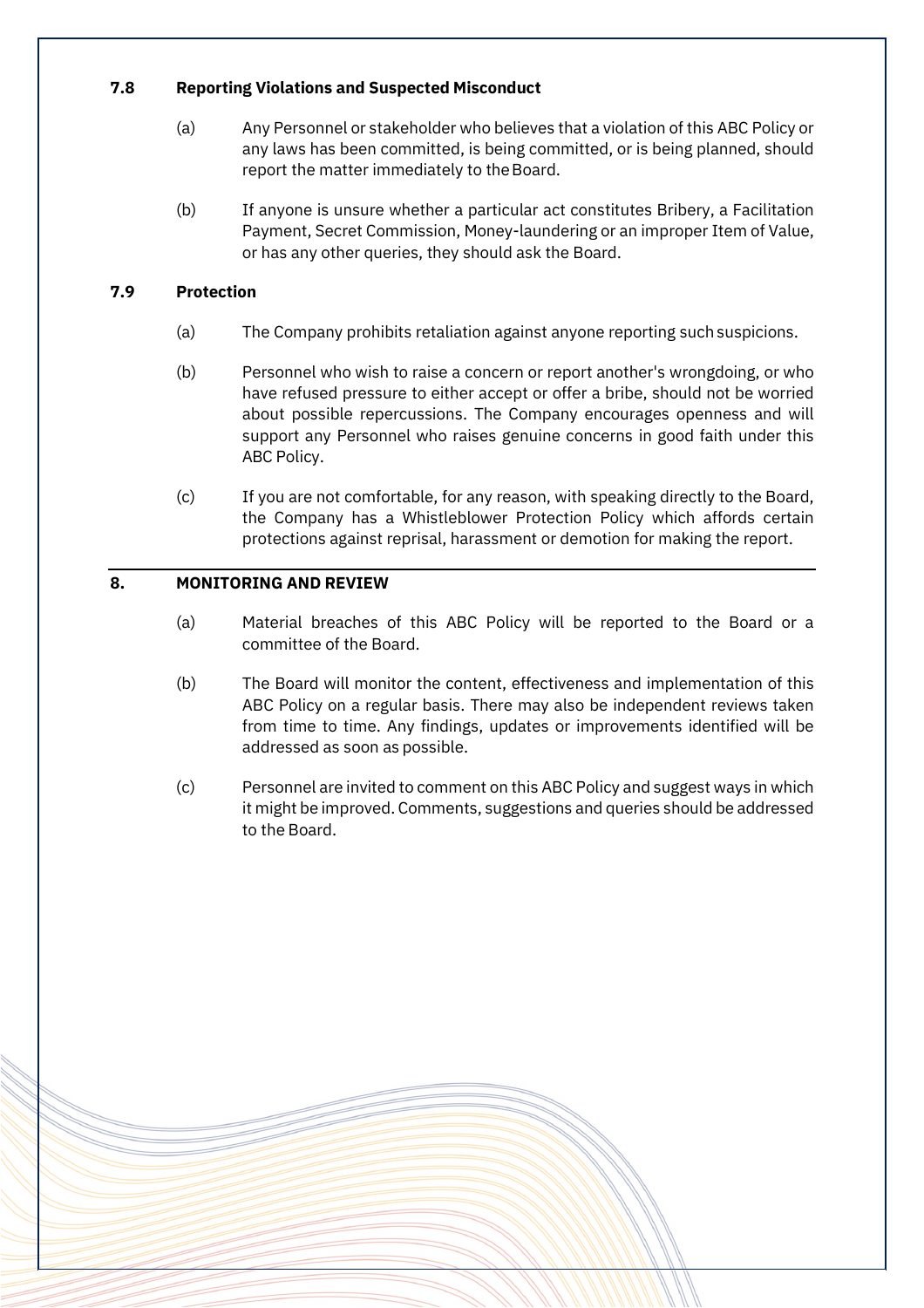### 7.8 Reporting Violations and Suspected Misconduct

(a) Any Personnel or stakeholder who believes that a violation of this ABC Policy or any laws has been committed, is being committed, or is being planned, should report the matter immediately to the Board.

(b) If anyone is unsure whether a particular act constitutes Bribery, a Facilitation Payment, Secret Commission, Money-laundering or an improper Item of Value, or has any other queries, they should ask the Board.

### 7.9 Protection

(a) The Company prohibits retaliation against anyone reporting such suspicions.

(b) Personnel who wish to raise a concern or report another's wrongdoing, or who have refused pressure to either accept or offer a bribe, should not be worried about possible repercussions. The Company encourages openness and will support any Personnel who raises genuine concerns in good faith under this ABC Policy.

(c) If you are not comfortable, for any reason, with speaking directly to the Board, the Company has a Whistleblower Protection Policy which affords certain protections against reprisal, harassment or demotion for making the report.

## 8. MONITORING AND REVIEW

(a) Material breaches of this ABC Policy will be reported to the Board or a committee of the Board.

(b) The Board will monitor the content, effectiveness and implementation of this ABC Policy on a regular basis. There may also be independent reviews taken from time to time. Any findings, updates or improvements identified will be addressed as soon as possible.

(c) Personnel are invited to comment on this ABC Policy and suggest ways in which it might be improved. Comments, suggestions and queries should be addressed to the Board.